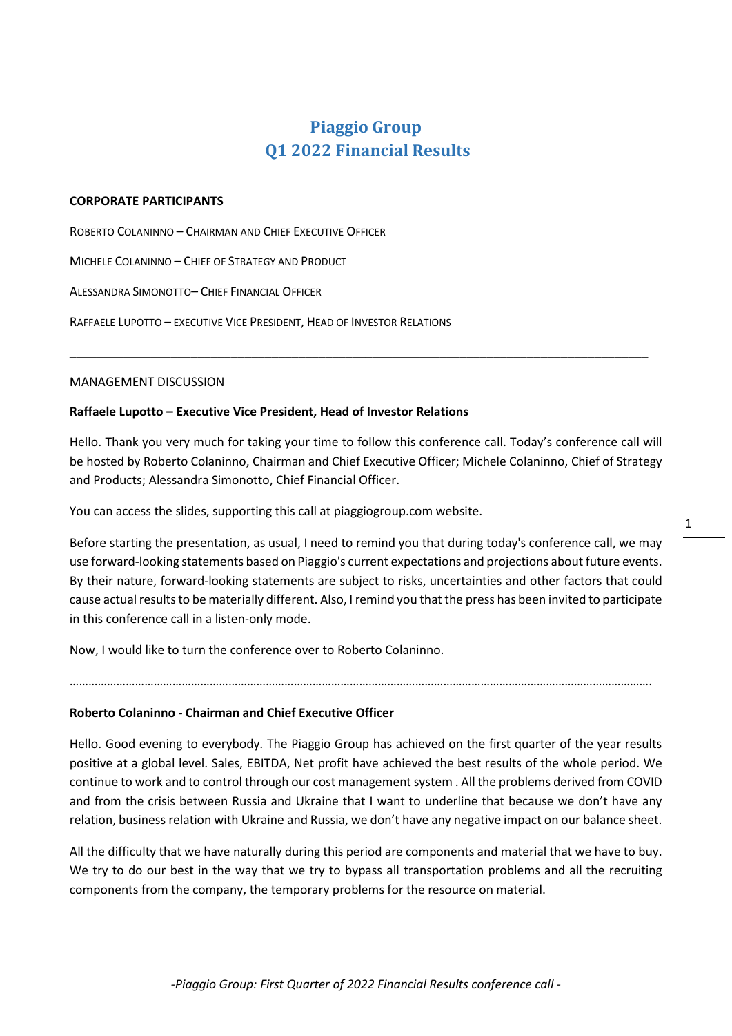# Piaggio Group
# Q1 2022 Financial Results

**CORPORATE PARTICIPANTS**

ROBERTO COLANINNO – CHAIRMAN AND CHIEF EXECUTIVE OFFICER

MICHELE COLANINNO – CHIEF OF STRATEGY AND PRODUCT

ALESSANDRA SIMONOTTO– CHIEF FINANCIAL OFFICER

RAFFAELE LUPOTTO – EXECUTIVE VICE PRESIDENT, HEAD OF INVESTOR RELATIONS

---

MANAGEMENT DISCUSSION

**Raffaele Lupotto – Executive Vice President, Head of Investor Relations**

Hello. Thank you very much for taking your time to follow this conference call. Today's conference call will be hosted by Roberto Colaninno, Chairman and Chief Executive Officer; Michele Colaninno, Chief of Strategy and Products; Alessandra Simonotto, Chief Financial Officer.

You can access the slides, supporting this call at piaggiogroup.com website.

Before starting the presentation, as usual, I need to remind you that during today's conference call, we may use forward-looking statements based on Piaggio's current expectations and projections about future events. By their nature, forward-looking statements are subject to risks, uncertainties and other factors that could cause actual results to be materially different. Also, I remind you that the press has been invited to participate in this conference call in a listen-only mode.

Now, I would like to turn the conference over to Roberto Colaninno.

…………………………………………………………………………………………………………………………………………………………….

**Roberto Colaninno - Chairman and Chief Executive Officer**

Hello. Good evening to everybody. The Piaggio Group has achieved on the first quarter of the year results positive at a global level. Sales, EBITDA, Net profit have achieved the best results of the whole period. We continue to work and to control through our cost management system . All the problems derived from COVID and from the crisis between Russia and Ukraine that I want to underline that because we don't have any relation, business relation with Ukraine and Russia, we don't have any negative impact on our balance sheet.

All the difficulty that we have naturally during this period are components and material that we have to buy. We try to do our best in the way that we try to bypass all transportation problems and all the recruiting components from the company, the temporary problems for the resource on material.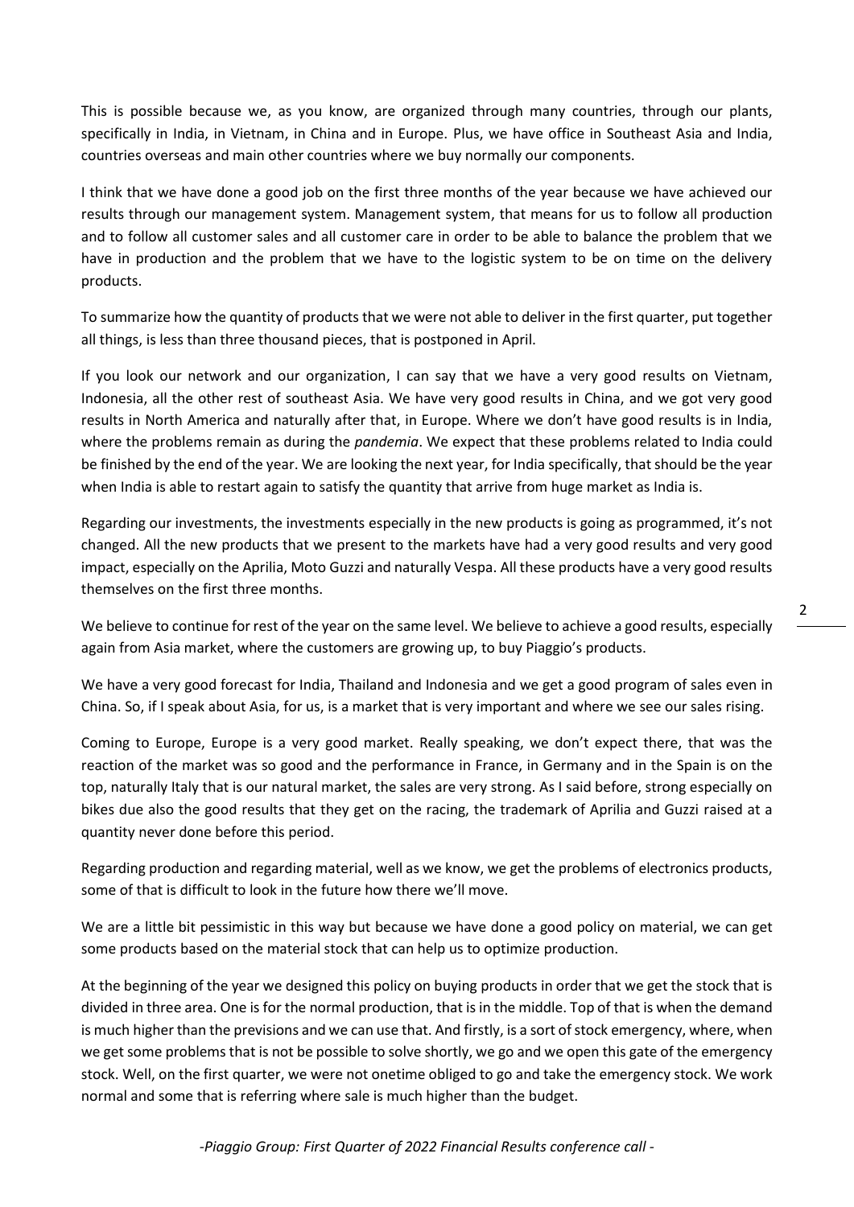This is possible because we, as you know, are organized through many countries, through our plants, specifically in India, in Vietnam, in China and in Europe. Plus, we have office in Southeast Asia and India, countries overseas and main other countries where we buy normally our components.

I think that we have done a good job on the first three months of the year because we have achieved our results through our management system. Management system, that means for us to follow all production and to follow all customer sales and all customer care in order to be able to balance the problem that we have in production and the problem that we have to the logistic system to be on time on the delivery products.

To summarize how the quantity of products that we were not able to deliver in the first quarter, put together all things, is less than three thousand pieces, that is postponed in April.

If you look our network and our organization, I can say that we have a very good results on Vietnam, Indonesia, all the other rest of southeast Asia. We have very good results in China, and we got very good results in North America and naturally after that, in Europe. Where we don't have good results is in India, where the problems remain as during the *pandemia*. We expect that these problems related to India could be finished by the end of the year. We are looking the next year, for India specifically, that should be the year when India is able to restart again to satisfy the quantity that arrive from huge market as India is.

Regarding our investments, the investments especially in the new products is going as programmed, it's not changed. All the new products that we present to the markets have had a very good results and very good impact, especially on the Aprilia, Moto Guzzi and naturally Vespa. All these products have a very good results themselves on the first three months.

We believe to continue for rest of the year on the same level. We believe to achieve a good results, especially again from Asia market, where the customers are growing up, to buy Piaggio's products.

We have a very good forecast for India, Thailand and Indonesia and we get a good program of sales even in China. So, if I speak about Asia, for us, is a market that is very important and where we see our sales rising.

Coming to Europe, Europe is a very good market. Really speaking, we don't expect there, that was the reaction of the market was so good and the performance in France, in Germany and in the Spain is on the top, naturally Italy that is our natural market, the sales are very strong. As I said before, strong especially on bikes due also the good results that they get on the racing, the trademark of Aprilia and Guzzi raised at a quantity never done before this period.

Regarding production and regarding material, well as we know, we get the problems of electronics products, some of that is difficult to look in the future how there we'll move.

We are a little bit pessimistic in this way but because we have done a good policy on material, we can get some products based on the material stock that can help us to optimize production.

At the beginning of the year we designed this policy on buying products in order that we get the stock that is divided in three area. One is for the normal production, that is in the middle. Top of that is when the demand is much higher than the previsions and we can use that. And firstly, is a sort of stock emergency, where, when we get some problems that is not be possible to solve shortly, we go and we open this gate of the emergency stock. Well, on the first quarter, we were not onetime obliged to go and take the emergency stock. We work normal and some that is referring where sale is much higher than the budget.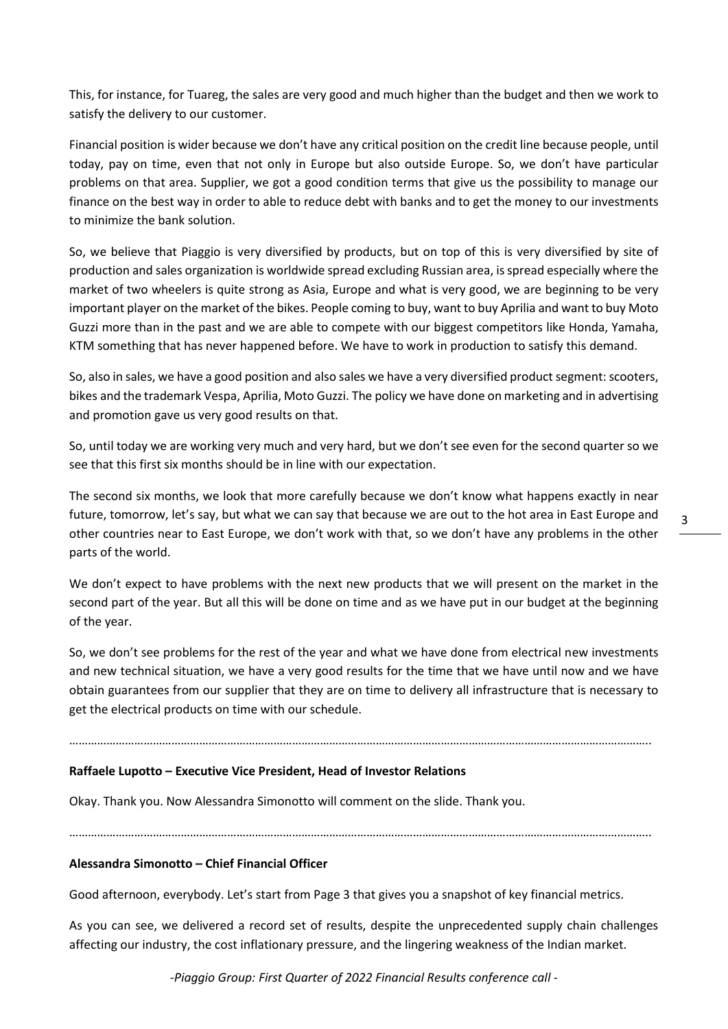This, for instance, for Tuareg, the sales are very good and much higher than the budget and then we work to satisfy the delivery to our customer.

Financial position is wider because we don't have any critical position on the credit line because people, until today, pay on time, even that not only in Europe but also outside Europe. So, we don't have particular problems on that area. Supplier, we got a good condition terms that give us the possibility to manage our finance on the best way in order to able to reduce debt with banks and to get the money to our investments to minimize the bank solution.

So, we believe that Piaggio is very diversified by products, but on top of this is very diversified by site of production and sales organization is worldwide spread excluding Russian area, is spread especially where the market of two wheelers is quite strong as Asia, Europe and what is very good, we are beginning to be very important player on the market of the bikes. People coming to buy, want to buy Aprilia and want to buy Moto Guzzi more than in the past and we are able to compete with our biggest competitors like Honda, Yamaha, KTM something that has never happened before. We have to work in production to satisfy this demand.

So, also in sales, we have a good position and also sales we have a very diversified product segment: scooters, bikes and the trademark Vespa, Aprilia, Moto Guzzi. The policy we have done on marketing and in advertising and promotion gave us very good results on that.

So, until today we are working very much and very hard, but we don't see even for the second quarter so we see that this first six months should be in line with our expectation.

The second six months, we look that more carefully because we don't know what happens exactly in near future, tomorrow, let's say, but what we can say that because we are out to the hot area in East Europe and other countries near to East Europe, we don't work with that, so we don't have any problems in the other parts of the world.

We don't expect to have problems with the next new products that we will present on the market in the second part of the year. But all this will be done on time and as we have put in our budget at the beginning of the year.

So, we don't see problems for the rest of the year and what we have done from electrical new investments and new technical situation, we have a very good results for the time that we have until now and we have obtain guarantees from our supplier that they are on time to delivery all infrastructure that is necessary to get the electrical products on time with our schedule.

…………………………………………………………………………………………………………………………………………………………………

**Raffaele Lupotto – Executive Vice President, Head of Investor Relations**

Okay. Thank you. Now Alessandra Simonotto will comment on the slide. Thank you.

…………………………………………………………………………………………………………………………………………………………………

**Alessandra Simonotto – Chief Financial Officer**

Good afternoon, everybody. Let's start from Page 3 that gives you a snapshot of key financial metrics.

As you can see, we delivered a record set of results, despite the unprecedented supply chain challenges affecting our industry, the cost inflationary pressure, and the lingering weakness of the Indian market.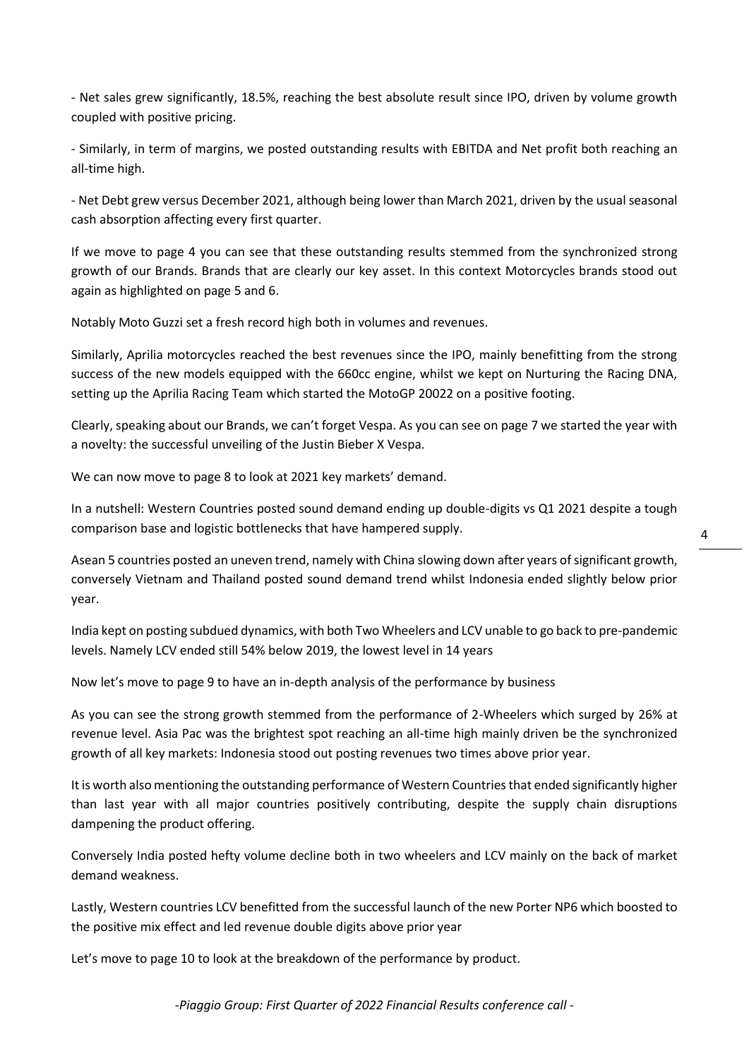- Net sales grew significantly, 18.5%, reaching the best absolute result since IPO, driven by volume growth coupled with positive pricing.

- Similarly, in term of margins, we posted outstanding results with EBITDA and Net profit both reaching an all-time high.

- Net Debt grew versus December 2021, although being lower than March 2021, driven by the usual seasonal cash absorption affecting every first quarter.

If we move to page 4 you can see that these outstanding results stemmed from the synchronized strong growth of our Brands. Brands that are clearly our key asset. In this context Motorcycles brands stood out again as highlighted on page 5 and 6.

Notably Moto Guzzi set a fresh record high both in volumes and revenues.

Similarly, Aprilia motorcycles reached the best revenues since the IPO, mainly benefitting from the strong success of the new models equipped with the 660cc engine, whilst we kept on Nurturing the Racing DNA, setting up the Aprilia Racing Team which started the MotoGP 20022 on a positive footing.

Clearly, speaking about our Brands, we can't forget Vespa. As you can see on page 7 we started the year with a novelty: the successful unveiling of the Justin Bieber X Vespa.

We can now move to page 8 to look at 2021 key markets' demand.

In a nutshell: Western Countries posted sound demand ending up double-digits vs Q1 2021 despite a tough comparison base and logistic bottlenecks that have hampered supply.

Asean 5 countries posted an uneven trend, namely with China slowing down after years of significant growth, conversely Vietnam and Thailand posted sound demand trend whilst Indonesia ended slightly below prior year.

India kept on posting subdued dynamics, with both Two Wheelers and LCV unable to go back to pre-pandemic levels. Namely LCV ended still 54% below 2019, the lowest level in 14 years

Now let's move to page 9 to have an in-depth analysis of the performance by business

As you can see the strong growth stemmed from the performance of 2-Wheelers which surged by 26% at revenue level. Asia Pac was the brightest spot reaching an all-time high mainly driven be the synchronized growth of all key markets: Indonesia stood out posting revenues two times above prior year.

It is worth also mentioning the outstanding performance of Western Countries that ended significantly higher than last year with all major countries positively contributing, despite the supply chain disruptions dampening the product offering.

Conversely India posted hefty volume decline both in two wheelers and LCV mainly on the back of market demand weakness.

Lastly, Western countries LCV benefitted from the successful launch of the new Porter NP6 which boosted to the positive mix effect and led revenue double digits above prior year

Let's move to page 10 to look at the breakdown of the performance by product.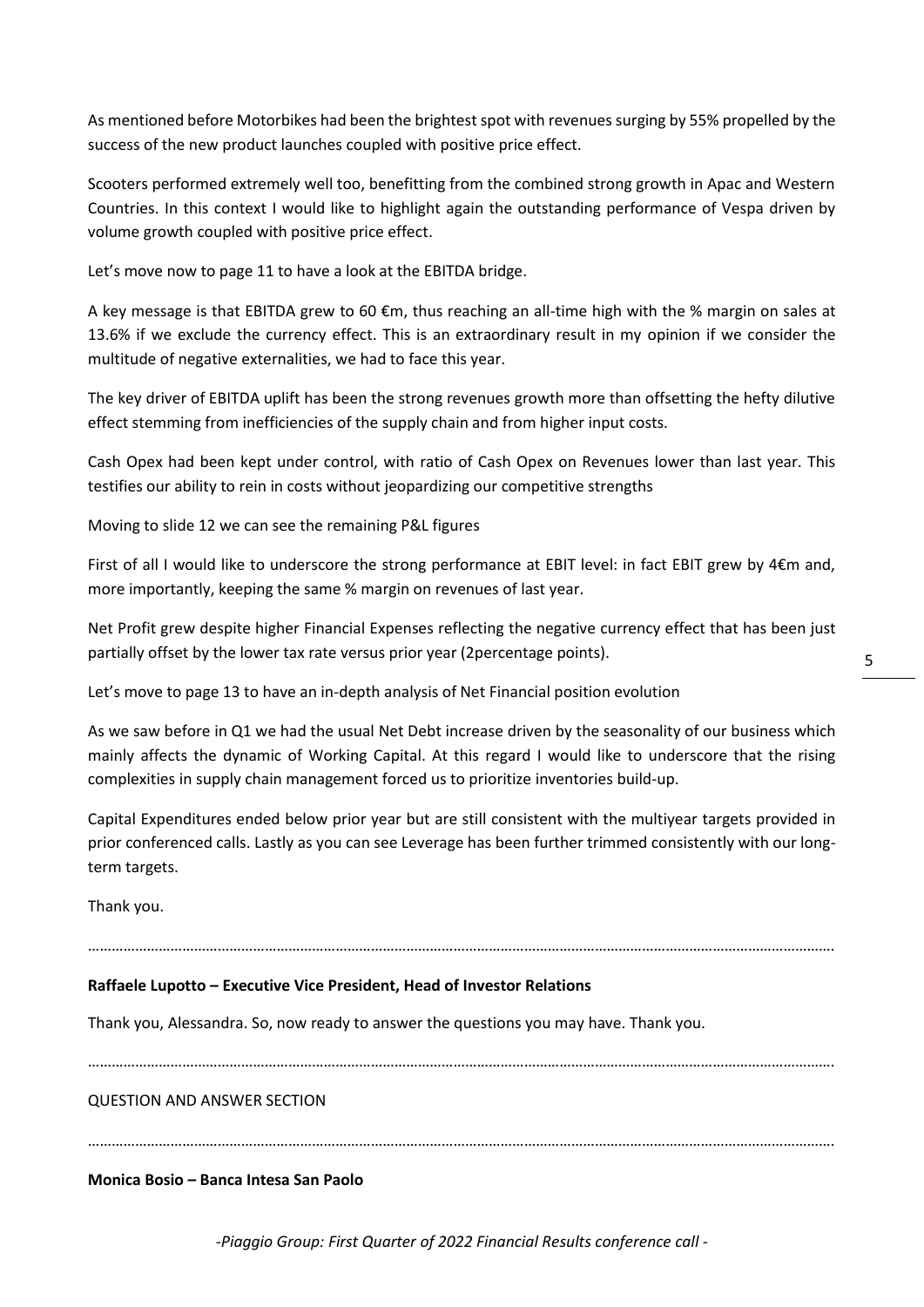As mentioned before Motorbikes had been the brightest spot with revenues surging by 55% propelled by the success of the new product launches coupled with positive price effect.

Scooters performed extremely well too, benefitting from the combined strong growth in Apac and Western Countries. In this context I would like to highlight again the outstanding performance of Vespa driven by volume growth coupled with positive price effect.

Let's move now to page 11 to have a look at the EBITDA bridge.

A key message is that EBITDA grew to 60 €m, thus reaching an all-time high with the % margin on sales at 13.6% if we exclude the currency effect. This is an extraordinary result in my opinion if we consider the multitude of negative externalities, we had to face this year.

The key driver of EBITDA uplift has been the strong revenues growth more than offsetting the hefty dilutive effect stemming from inefficiencies of the supply chain and from higher input costs.

Cash Opex had been kept under control, with ratio of Cash Opex on Revenues lower than last year. This testifies our ability to rein in costs without jeopardizing our competitive strengths

Moving to slide 12 we can see the remaining P&L figures

First of all I would like to underscore the strong performance at EBIT level: in fact EBIT grew by 4€m and, more importantly, keeping the same % margin on revenues of last year.

Net Profit grew despite higher Financial Expenses reflecting the negative currency effect that has been just partially offset by the lower tax rate versus prior year (2percentage points).

Let's move to page 13 to have an in-depth analysis of Net Financial position evolution

As we saw before in Q1 we had the usual Net Debt increase driven by the seasonality of our business which mainly affects the dynamic of Working Capital. At this regard I would like to underscore that the rising complexities in supply chain management forced us to prioritize inventories build-up.

Capital Expenditures ended below prior year but are still consistent with the multiyear targets provided in prior conferenced calls. Lastly as you can see Leverage has been further trimmed consistently with our long-term targets.

Thank you.

……………………………………………………………………………………………………………………………………………………………

**Raffaele Lupotto – Executive Vice President, Head of Investor Relations**

Thank you, Alessandra. So, now ready to answer the questions you may have. Thank you.

……………………………………………………………………………………………………………………………………………………………

QUESTION AND ANSWER SECTION

……………………………………………………………………………………………………………………………………………………………

**Monica Bosio – Banca Intesa San Paolo**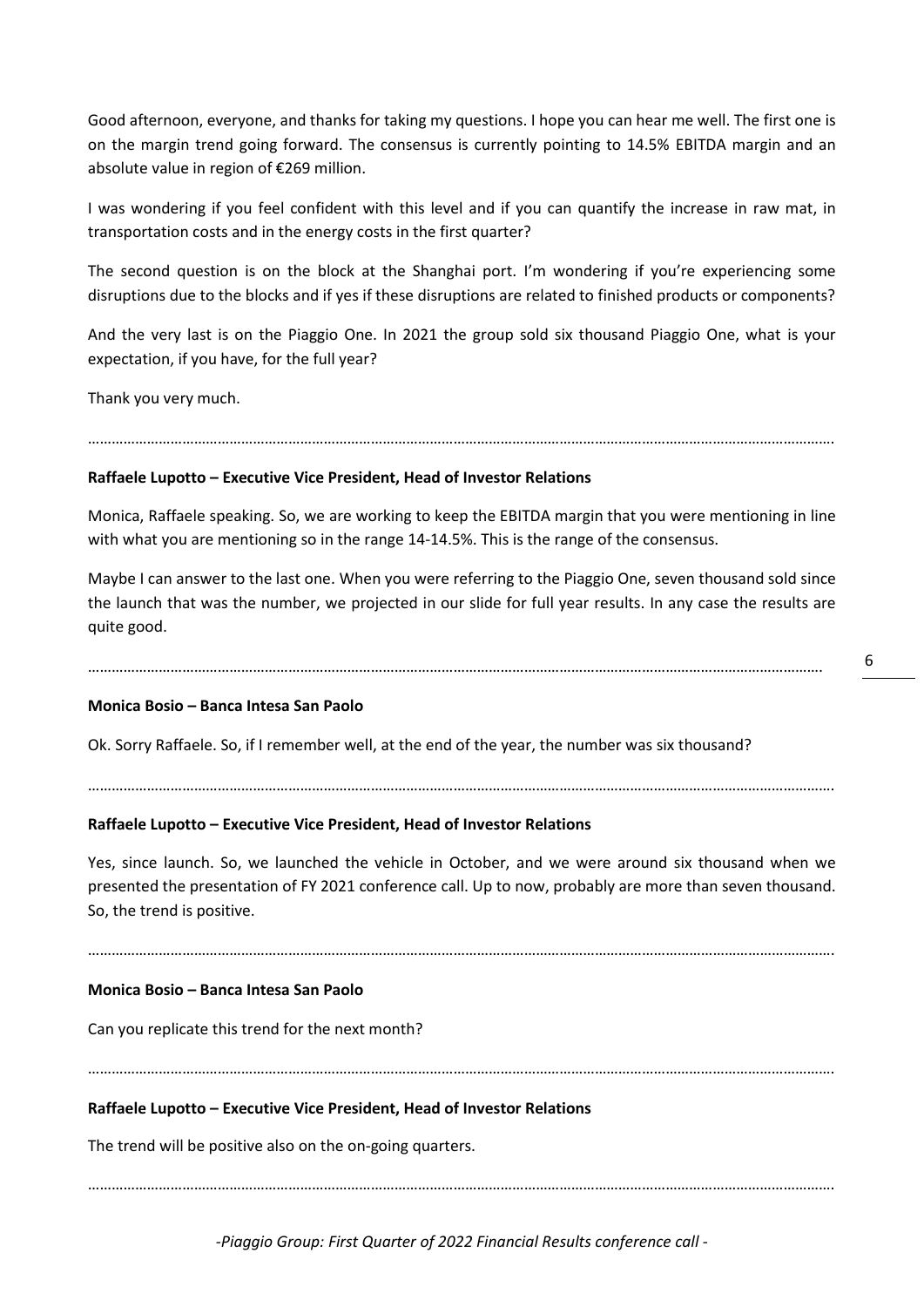Good afternoon, everyone, and thanks for taking my questions. I hope you can hear me well. The first one is on the margin trend going forward. The consensus is currently pointing to 14.5% EBITDA margin and an absolute value in region of €269 million.

I was wondering if you feel confident with this level and if you can quantify the increase in raw mat, in transportation costs and in the energy costs in the first quarter?

The second question is on the block at the Shanghai port. I'm wondering if you're experiencing some disruptions due to the blocks and if yes if these disruptions are related to finished products or components?

And the very last is on the Piaggio One. In 2021 the group sold six thousand Piaggio One, what is your expectation, if you have, for the full year?

Thank you very much.

…………………………………………………………………………………………………………………………………………………………………

**Raffaele Lupotto – Executive Vice President, Head of Investor Relations**

Monica, Raffaele speaking. So, we are working to keep the EBITDA margin that you were mentioning in line with what you are mentioning so in the range 14-14.5%. This is the range of the consensus.

Maybe I can answer to the last one. When you were referring to the Piaggio One, seven thousand sold since the launch that was the number, we projected in our slide for full year results. In any case the results are quite good.

…………………………………………………………………………………………………………………………………………………………………

**Monica Bosio – Banca Intesa San Paolo**

Ok. Sorry Raffaele. So, if I remember well, at the end of the year, the number was six thousand?

…………………………………………………………………………………………………………………………………………………………………

**Raffaele Lupotto – Executive Vice President, Head of Investor Relations**

Yes, since launch. So, we launched the vehicle in October, and we were around six thousand when we presented the presentation of FY 2021 conference call. Up to now, probably are more than seven thousand. So, the trend is positive.

…………………………………………………………………………………………………………………………………………………………………

**Monica Bosio – Banca Intesa San Paolo**

Can you replicate this trend for the next month?

…………………………………………………………………………………………………………………………………………………………………

**Raffaele Lupotto – Executive Vice President, Head of Investor Relations**

The trend will be positive also on the on-going quarters.

…………………………………………………………………………………………………………………………………………………………………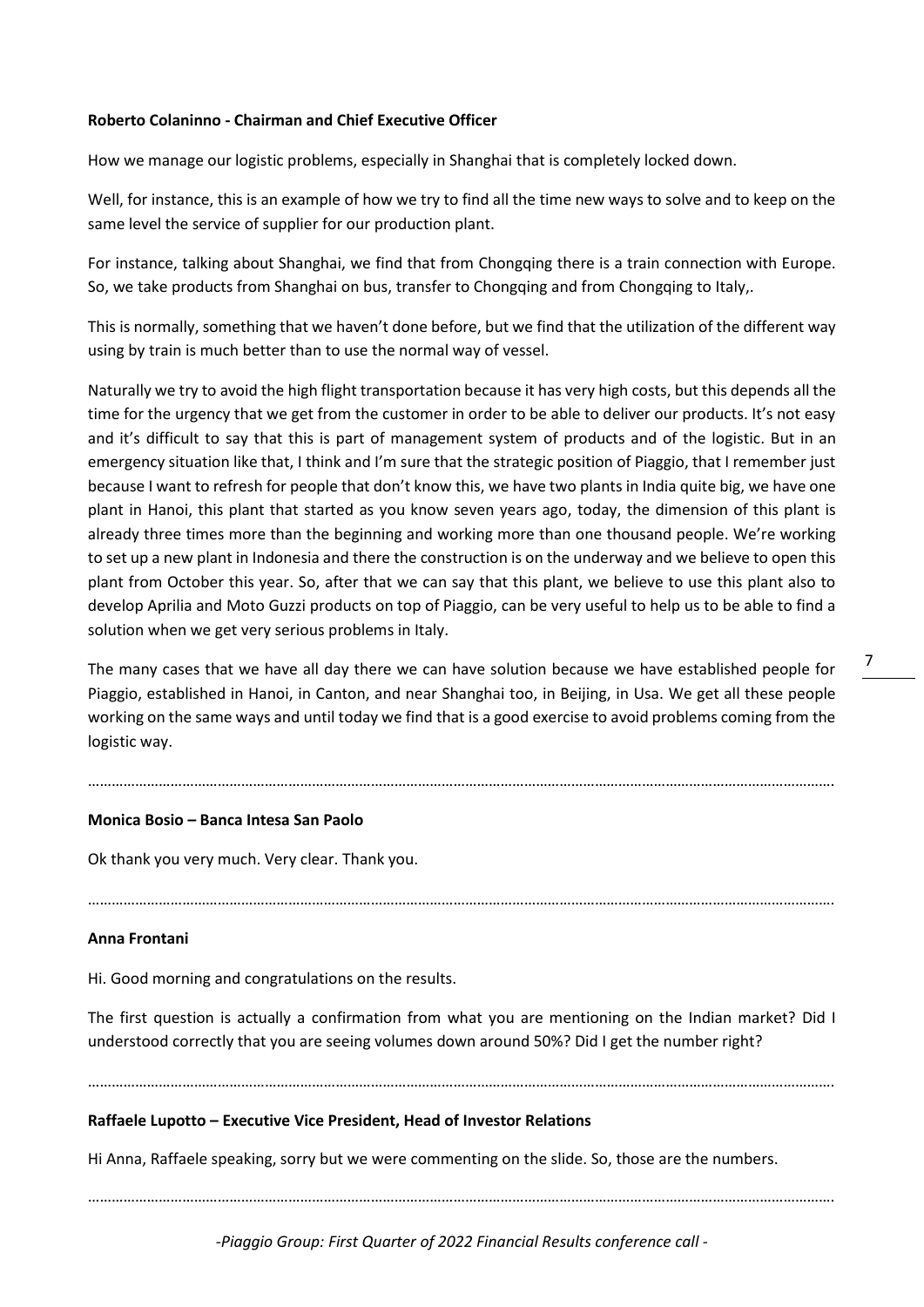**Roberto Colaninno - Chairman and Chief Executive Officer**

How we manage our logistic problems, especially in Shanghai that is completely locked down.

Well, for instance, this is an example of how we try to find all the time new ways to solve and to keep on the same level the service of supplier for our production plant.

For instance, talking about Shanghai, we find that from Chongqing there is a train connection with Europe. So, we take products from Shanghai on bus, transfer to Chongqing and from Chongqing to Italy,.

This is normally, something that we haven't done before, but we find that the utilization of the different way using by train is much better than to use the normal way of vessel.

Naturally we try to avoid the high flight transportation because it has very high costs, but this depends all the time for the urgency that we get from the customer in order to be able to deliver our products. It's not easy and it's difficult to say that this is part of management system of products and of the logistic. But in an emergency situation like that, I think and I'm sure that the strategic position of Piaggio, that I remember just because I want to refresh for people that don't know this, we have two plants in India quite big, we have one plant in Hanoi, this plant that started as you know seven years ago, today, the dimension of this plant is already three times more than the beginning and working more than one thousand people. We're working to set up a new plant in Indonesia and there the construction is on the underway and we believe to open this plant from October this year. So, after that we can say that this plant, we believe to use this plant also to develop Aprilia and Moto Guzzi products on top of Piaggio, can be very useful to help us to be able to find a solution when we get very serious problems in Italy.

The many cases that we have all day there we can have solution because we have established people for Piaggio, established in Hanoi, in Canton, and near Shanghai too, in Beijing, in Usa. We get all these people working on the same ways and until today we find that is a good exercise to avoid problems coming from the logistic way.

………………………………………………………………………………………………………………………………………………………………

**Monica Bosio – Banca Intesa San Paolo**

Ok thank you very much. Very clear. Thank you.

………………………………………………………………………………………………………………………………………………………………

**Anna Frontani**

Hi. Good morning and congratulations on the results.

The first question is actually a confirmation from what you are mentioning on the Indian market? Did I understood correctly that you are seeing volumes down around 50%? Did I get the number right?

………………………………………………………………………………………………………………………………………………………………

**Raffaele Lupotto – Executive Vice President, Head of Investor Relations**

Hi Anna, Raffaele speaking, sorry but we were commenting on the slide. So, those are the numbers.

………………………………………………………………………………………………………………………………………………………………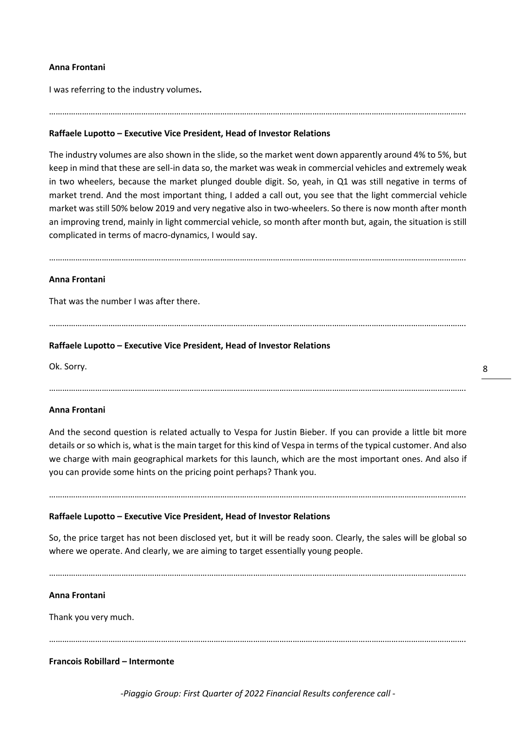**Anna Frontani**

I was referring to the industry volumes**.**

…………………………………………………………………………………………………………………………………………………………………

**Raffaele Lupotto – Executive Vice President, Head of Investor Relations**

The industry volumes are also shown in the slide, so the market went down apparently around 4% to 5%, but keep in mind that these are sell-in data so, the market was weak in commercial vehicles and extremely weak in two wheelers, because the market plunged double digit. So, yeah, in Q1 was still negative in terms of market trend. And the most important thing, I added a call out, you see that the light commercial vehicle market was still 50% below 2019 and very negative also in two-wheelers. So there is now month after month an improving trend, mainly in light commercial vehicle, so month after month but, again, the situation is still complicated in terms of macro-dynamics, I would say.

…………………………………………………………………………………………………………………………………………………………………

**Anna Frontani**

That was the number I was after there.

…………………………………………………………………………………………………………………………………………………………………

**Raffaele Lupotto – Executive Vice President, Head of Investor Relations**

Ok. Sorry.

…………………………………………………………………………………………………………………………………………………………………

**Anna Frontani**

And the second question is related actually to Vespa for Justin Bieber. If you can provide a little bit more details or so which is, what is the main target for this kind of Vespa in terms of the typical customer. And also we charge with main geographical markets for this launch, which are the most important ones. And also if you can provide some hints on the pricing point perhaps? Thank you.

…………………………………………………………………………………………………………………………………………………………………

**Raffaele Lupotto – Executive Vice President, Head of Investor Relations**

So, the price target has not been disclosed yet, but it will be ready soon. Clearly, the sales will be global so where we operate. And clearly, we are aiming to target essentially young people.

…………………………………………………………………………………………………………………………………………………………………

**Anna Frontani**

Thank you very much.

…………………………………………………………………………………………………………………………………………………………………

**Francois Robillard – Intermonte**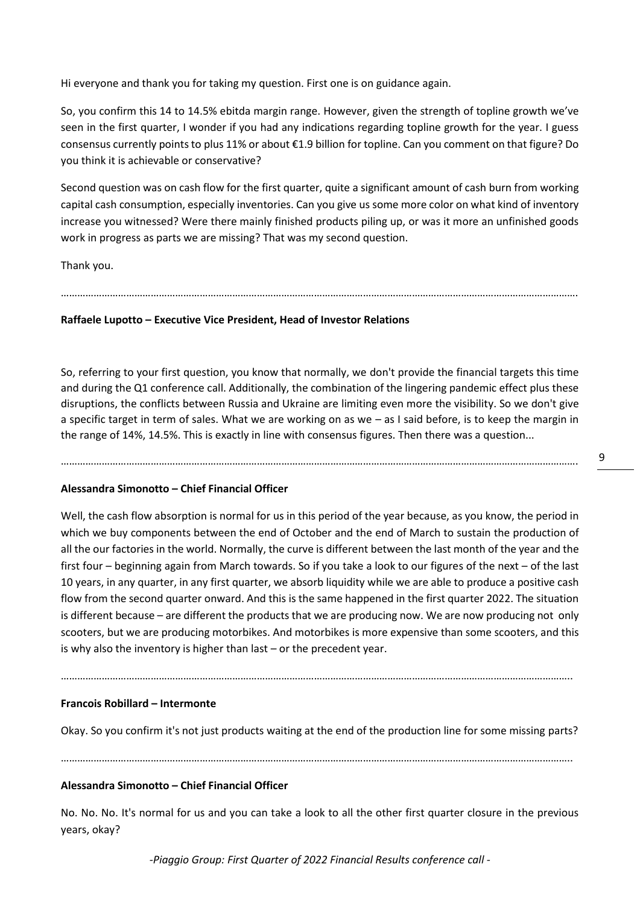Hi everyone and thank you for taking my question. First one is on guidance again.

So, you confirm this 14 to 14.5% ebitda margin range. However, given the strength of topline growth we've seen in the first quarter, I wonder if you had any indications regarding topline growth for the year. I guess consensus currently points to plus 11% or about €1.9 billion for topline. Can you comment on that figure? Do you think it is achievable or conservative?

Second question was on cash flow for the first quarter, quite a significant amount of cash burn from working capital cash consumption, especially inventories. Can you give us some more color on what kind of inventory increase you witnessed? Were there mainly finished products piling up, or was it more an unfinished goods work in progress as parts we are missing? That was my second question.

Thank you.

……………………………………………………………………………………………………………………………………………………………………

**Raffaele Lupotto – Executive Vice President, Head of Investor Relations**

So, referring to your first question, you know that normally, we don't provide the financial targets this time and during the Q1 conference call. Additionally, the combination of the lingering pandemic effect plus these disruptions, the conflicts between Russia and Ukraine are limiting even more the visibility. So we don't give a specific target in term of sales. What we are working on as we – as I said before, is to keep the margin in the range of 14%, 14.5%. This is exactly in line with consensus figures. Then there was a question...

……………………………………………………………………………………………………………………………………………………………………

**Alessandra Simonotto – Chief Financial Officer**

Well, the cash flow absorption is normal for us in this period of the year because, as you know, the period in which we buy components between the end of October and the end of March to sustain the production of all the our factories in the world. Normally, the curve is different between the last month of the year and the first four – beginning again from March towards. So if you take a look to our figures of the next – of the last 10 years, in any quarter, in any first quarter, we absorb liquidity while we are able to produce a positive cash flow from the second quarter onward. And this is the same happened in the first quarter 2022. The situation is different because – are different the products that we are producing now. We are now producing not only scooters, but we are producing motorbikes. And motorbikes is more expensive than some scooters, and this is why also the inventory is higher than last – or the precedent year.

……………………………………………………………………………………………………………………………………………………………………

**Francois Robillard – Intermonte**

Okay. So you confirm it's not just products waiting at the end of the production line for some missing parts?

……………………………………………………………………………………………………………………………………………………………………

**Alessandra Simonotto – Chief Financial Officer**

No. No. No. It's normal for us and you can take a look to all the other first quarter closure in the previous years, okay?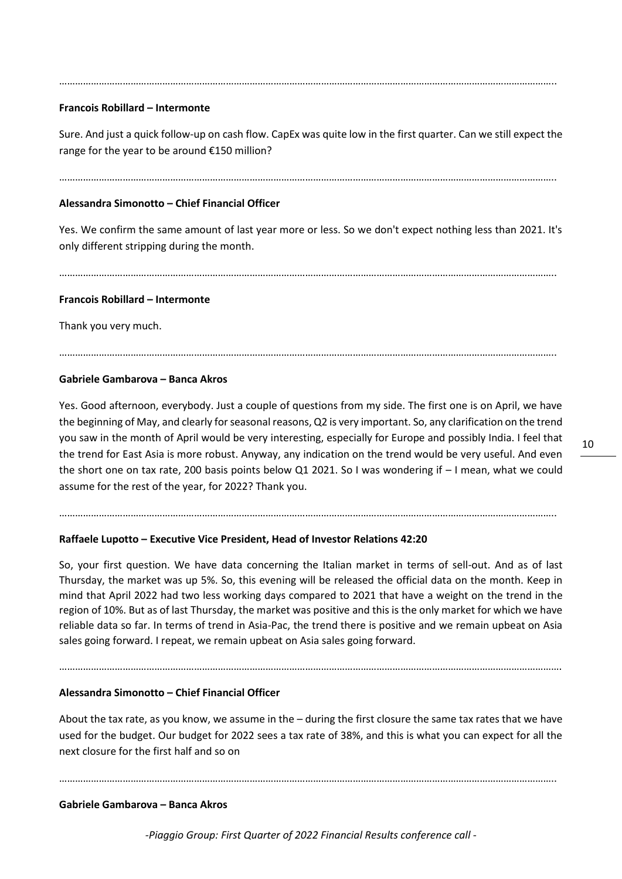……………………………………………………………………………………………………………………………………………………………

**Francois Robillard – Intermonte**

Sure. And just a quick follow-up on cash flow. CapEx was quite low in the first quarter. Can we still expect the range for the year to be around €150 million?

……………………………………………………………………………………………………………………………………………………………

**Alessandra Simonotto – Chief Financial Officer**

Yes. We confirm the same amount of last year more or less. So we don't expect nothing less than 2021. It's only different stripping during the month.

……………………………………………………………………………………………………………………………………………………………

**Francois Robillard – Intermonte**

Thank you very much.

……………………………………………………………………………………………………………………………………………………………

**Gabriele Gambarova – Banca Akros**

Yes. Good afternoon, everybody. Just a couple of questions from my side. The first one is on April, we have the beginning of May, and clearly for seasonal reasons, Q2 is very important. So, any clarification on the trend you saw in the month of April would be very interesting, especially for Europe and possibly India. I feel that the trend for East Asia is more robust. Anyway, any indication on the trend would be very useful. And even the short one on tax rate, 200 basis points below Q1 2021. So I was wondering if – I mean, what we could assume for the rest of the year, for 2022? Thank you.

……………………………………………………………………………………………………………………………………………………………

**Raffaele Lupotto – Executive Vice President, Head of Investor Relations 42:20**

So, your first question. We have data concerning the Italian market in terms of sell-out. And as of last Thursday, the market was up 5%. So, this evening will be released the official data on the month. Keep in mind that April 2022 had two less working days compared to 2021 that have a weight on the trend in the region of 10%. But as of last Thursday, the market was positive and this is the only market for which we have reliable data so far. In terms of trend in Asia-Pac, the trend there is positive and we remain upbeat on Asia sales going forward. I repeat, we remain upbeat on Asia sales going forward.

……………………………………………………………………………………………………………………………………………………………

**Alessandra Simonotto – Chief Financial Officer**

About the tax rate, as you know, we assume in the – during the first closure the same tax rates that we have used for the budget. Our budget for 2022 sees a tax rate of 38%, and this is what you can expect for all the next closure for the first half and so on

……………………………………………………………………………………………………………………………………………………………

**Gabriele Gambarova – Banca Akros**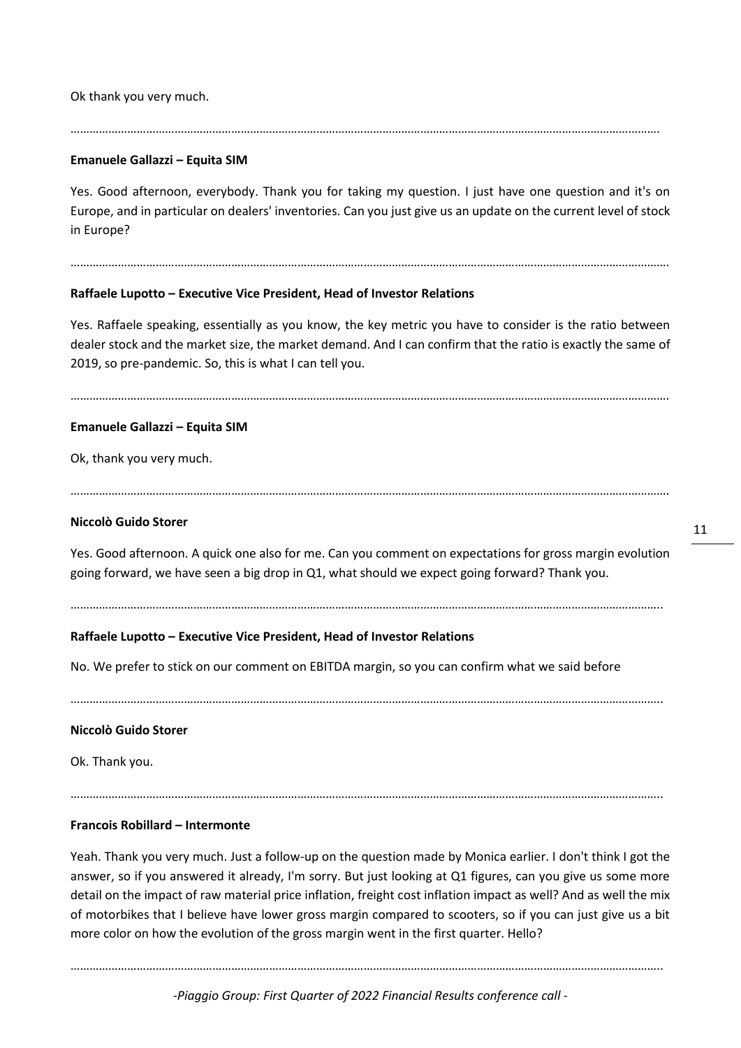Ok thank you very much.

……………………………………………………………………………………………………………………………………………………………

**Emanuele Gallazzi – Equita SIM**

Yes. Good afternoon, everybody. Thank you for taking my question. I just have one question and it's on Europe, and in particular on dealers' inventories. Can you just give us an update on the current level of stock in Europe?

……………………………………………………………………………………………………………………………………………………………

**Raffaele Lupotto – Executive Vice President, Head of Investor Relations**

Yes. Raffaele speaking, essentially as you know, the key metric you have to consider is the ratio between dealer stock and the market size, the market demand. And I can confirm that the ratio is exactly the same of 2019, so pre-pandemic. So, this is what I can tell you.

……………………………………………………………………………………………………………………………………………………………

**Emanuele Gallazzi – Equita SIM**

Ok, thank you very much.

……………………………………………………………………………………………………………………………………………………………

**Niccolò Guido Storer**

Yes. Good afternoon. A quick one also for me. Can you comment on expectations for gross margin evolution going forward, we have seen a big drop in Q1, what should we expect going forward? Thank you.

……………………………………………………………………………………………………………………………………………………………

**Raffaele Lupotto – Executive Vice President, Head of Investor Relations**

No. We prefer to stick on our comment on EBITDA margin, so you can confirm what we said before

……………………………………………………………………………………………………………………………………………………………

**Niccolò Guido Storer**

Ok. Thank you.

……………………………………………………………………………………………………………………………………………………………

**Francois Robillard – Intermonte**

Yeah. Thank you very much. Just a follow-up on the question made by Monica earlier. I don't think I got the answer, so if you answered it already, I'm sorry. But just looking at Q1 figures, can you give us some more detail on the impact of raw material price inflation, freight cost inflation impact as well? And as well the mix of motorbikes that I believe have lower gross margin compared to scooters, so if you can just give us a bit more color on how the evolution of the gross margin went in the first quarter. Hello?

……………………………………………………………………………………………………………………………………………………………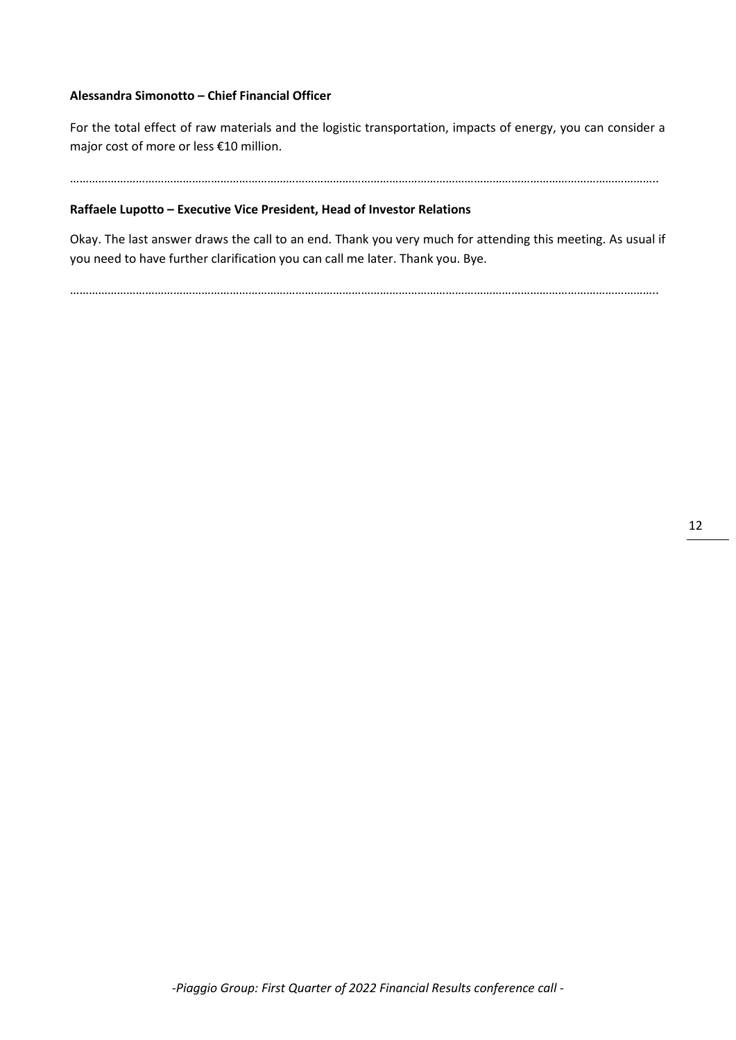**Alessandra Simonotto – Chief Financial Officer**

For the total effect of raw materials and the logistic transportation, impacts of energy, you can consider a major cost of more or less €10 million.

…………………………………………………………………………………………………………………………………………………………………

**Raffaele Lupotto – Executive Vice President, Head of Investor Relations**

Okay. The last answer draws the call to an end. Thank you very much for attending this meeting. As usual if you need to have further clarification you can call me later. Thank you. Bye.

…………………………………………………………………………………………………………………………………………………………………